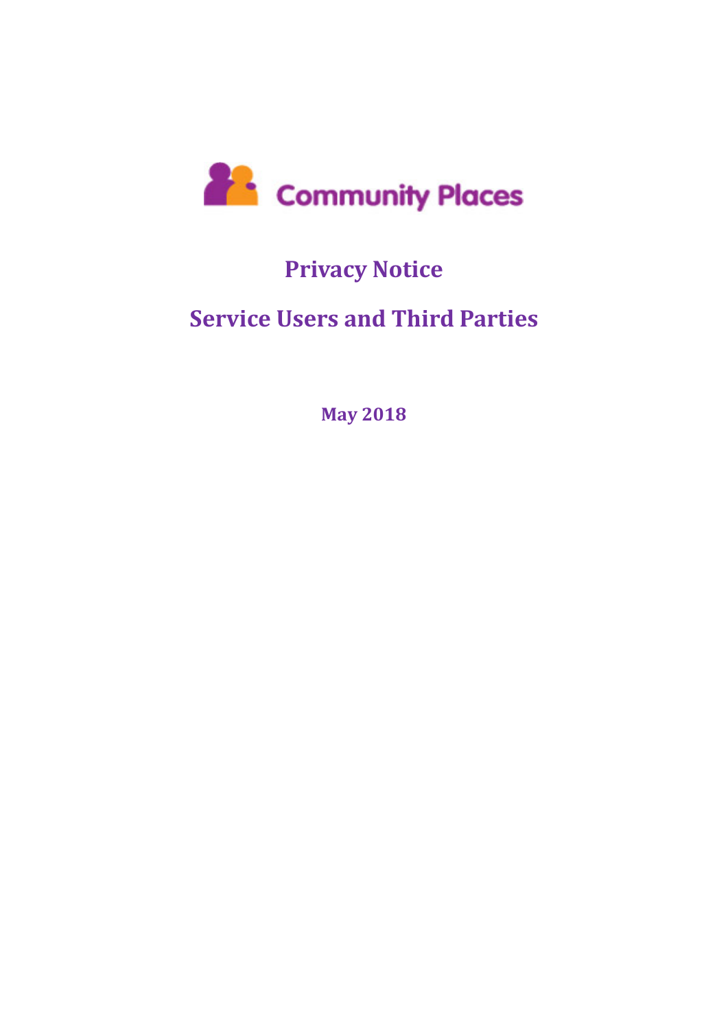Community Places

# Privacy Notice

## Service Users and Third Parties

**May 2018**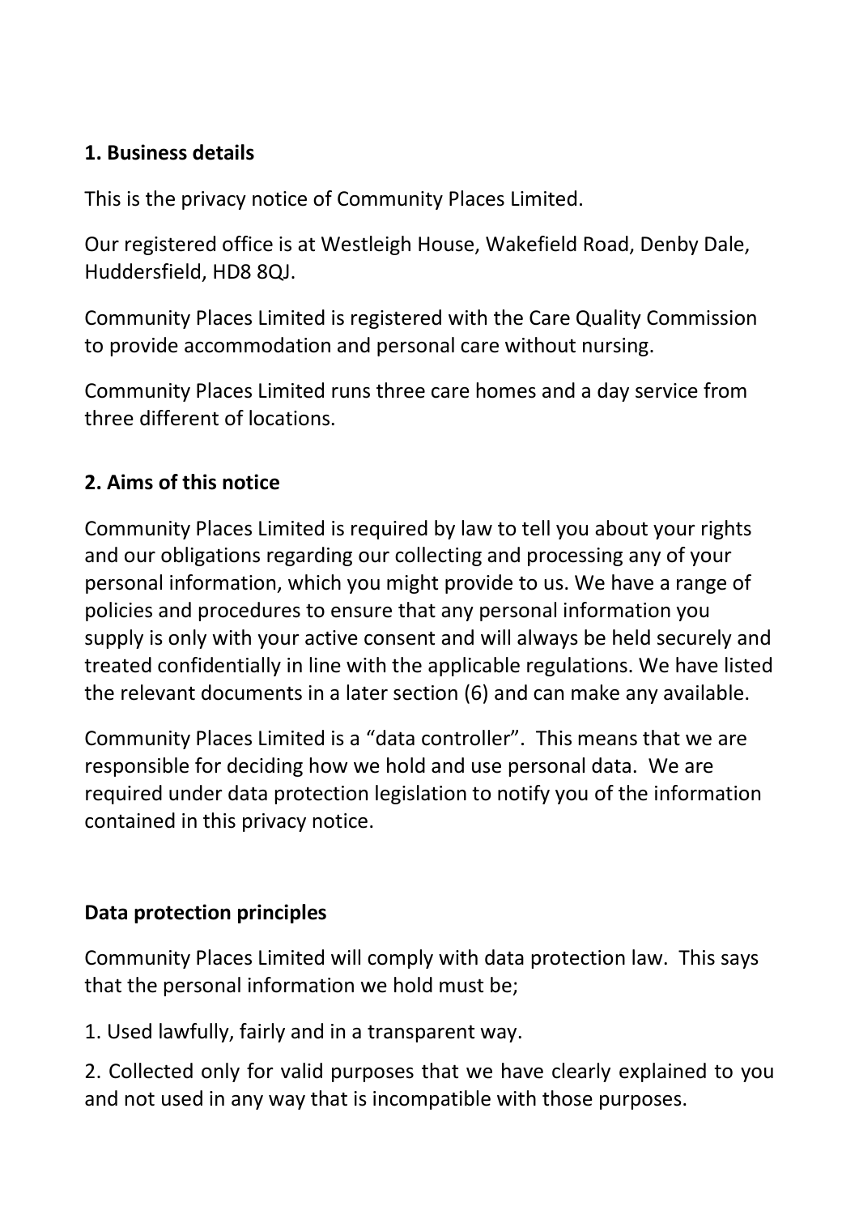**1. Business details**

This is the privacy notice of Community Places Limited.

Our registered office is at Westleigh House, Wakefield Road, Denby Dale, Huddersfield, HD8 8QJ.

Community Places Limited is registered with the Care Quality Commission to provide accommodation and personal care without nursing.

Community Places Limited runs three care homes and a day service from three different of locations.

**2. Aims of this notice**

Community Places Limited is required by law to tell you about your rights and our obligations regarding our collecting and processing any of your personal information, which you might provide to us. We have a range of policies and procedures to ensure that any personal information you supply is only with your active consent and will always be held securely and treated confidentially in line with the applicable regulations. We have listed the relevant documents in a later section (6) and can make any available.

Community Places Limited is a "data controller". This means that we are responsible for deciding how we hold and use personal data. We are required under data protection legislation to notify you of the information contained in this privacy notice.

**Data protection principles**

Community Places Limited will comply with data protection law. This says that the personal information we hold must be;

1. Used lawfully, fairly and in a transparent way.

2. Collected only for valid purposes that we have clearly explained to you and not used in any way that is incompatible with those purposes.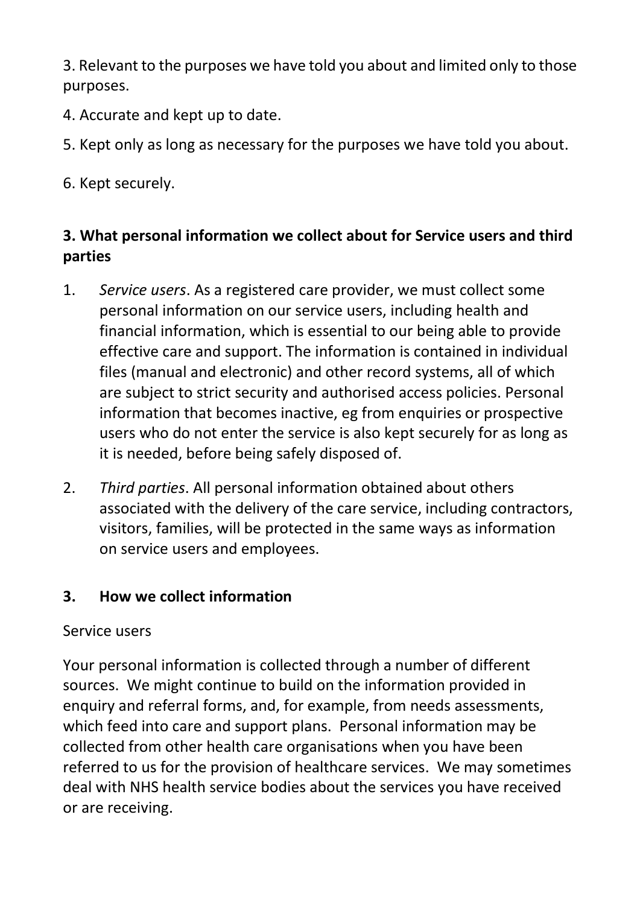3. Relevant to the purposes we have told you about and limited only to those purposes.

4. Accurate and kept up to date.

5. Kept only as long as necessary for the purposes we have told you about.

6. Kept securely.

## 3. What personal information we collect about for Service users and third parties

1. *Service users*. As a registered care provider, we must collect some personal information on our service users, including health and financial information, which is essential to our being able to provide effective care and support. The information is contained in individual files (manual and electronic) and other record systems, all of which are subject to strict security and authorised access policies. Personal information that becomes inactive, eg from enquiries or prospective users who do not enter the service is also kept securely for as long as it is needed, before being safely disposed of.

2. *Third parties*. All personal information obtained about others associated with the delivery of the care service, including contractors, visitors, families, will be protected in the same ways as information on service users and employees.

## 3. How we collect information

Service users

Your personal information is collected through a number of different sources. We might continue to build on the information provided in enquiry and referral forms, and, for example, from needs assessments, which feed into care and support plans. Personal information may be collected from other health care organisations when you have been referred to us for the provision of healthcare services. We may sometimes deal with NHS health service bodies about the services you have received or are receiving.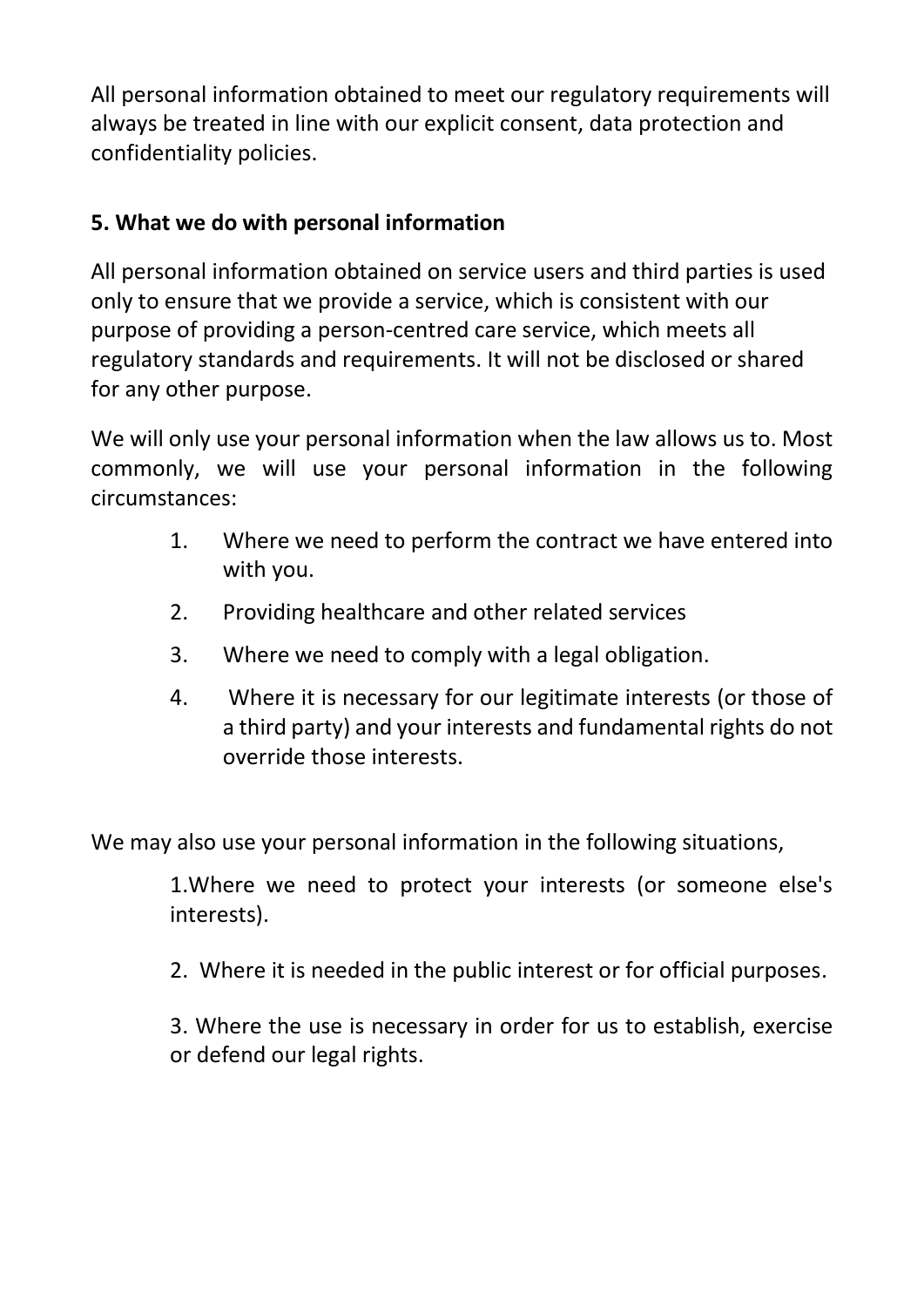All personal information obtained to meet our regulatory requirements will always be treated in line with our explicit consent, data protection and confidentiality policies.

**5. What we do with personal information**

All personal information obtained on service users and third parties is used only to ensure that we provide a service, which is consistent with our purpose of providing a person-centred care service, which meets all regulatory standards and requirements. It will not be disclosed or shared for any other purpose.

We will only use your personal information when the law allows us to. Most commonly, we will use your personal information in the following circumstances:

1. Where we need to perform the contract we have entered into with you.
2. Providing healthcare and other related services
3. Where we need to comply with a legal obligation.
4. Where it is necessary for our legitimate interests (or those of a third party) and your interests and fundamental rights do not override those interests.

We may also use your personal information in the following situations,

1. Where we need to protect your interests (or someone else's interests).
2. Where it is needed in the public interest or for official purposes.
3. Where the use is necessary in order for us to establish, exercise or defend our legal rights.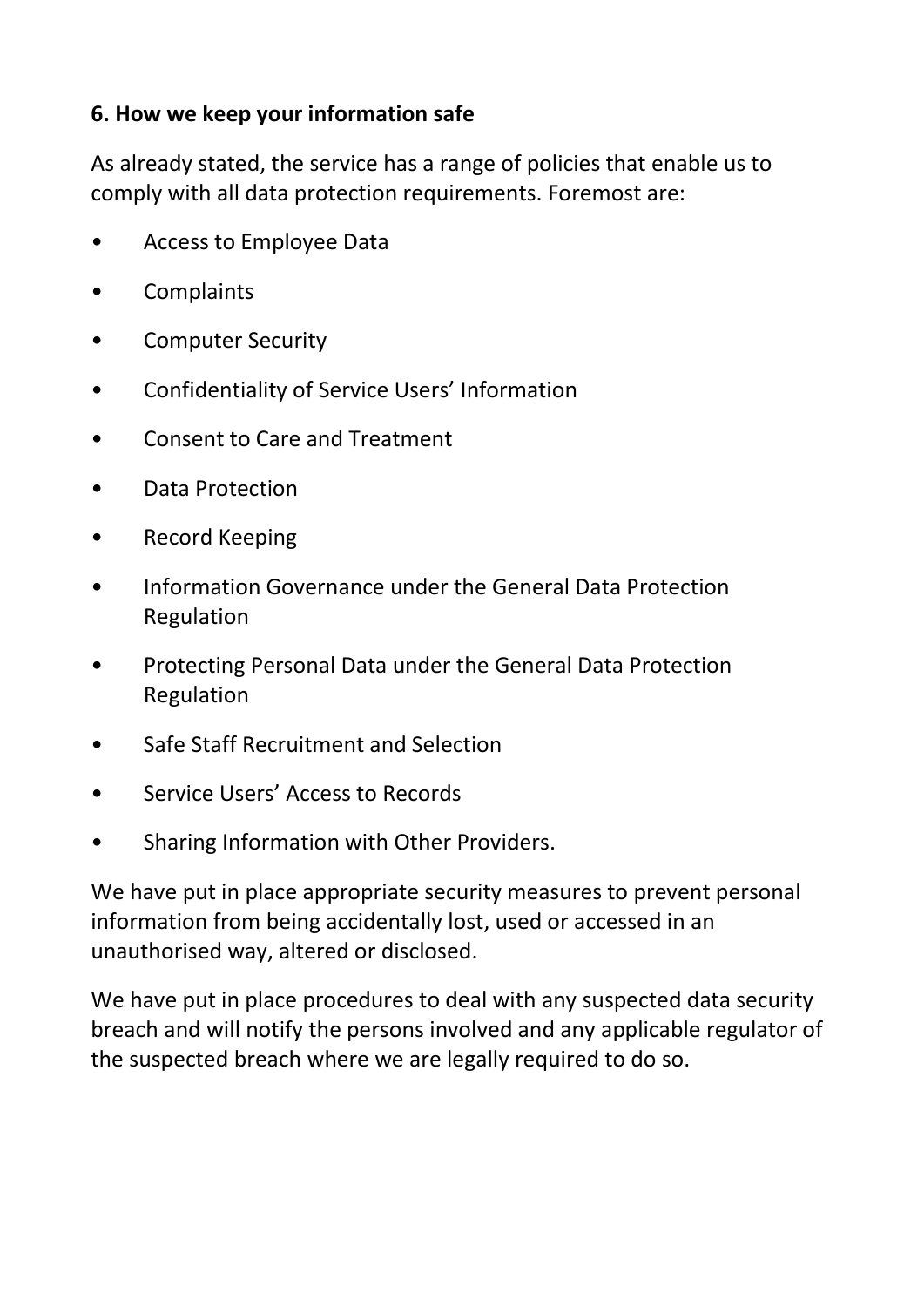### 6. How we keep your information safe

As already stated, the service has a range of policies that enable us to comply with all data protection requirements. Foremost are:

- Access to Employee Data
- Complaints
- Computer Security
- Confidentiality of Service Users' Information
- Consent to Care and Treatment
- Data Protection
- Record Keeping
- Information Governance under the General Data Protection Regulation
- Protecting Personal Data under the General Data Protection Regulation
- Safe Staff Recruitment and Selection
- Service Users' Access to Records
- Sharing Information with Other Providers.

We have put in place appropriate security measures to prevent personal information from being accidentally lost, used or accessed in an unauthorised way, altered or disclosed.

We have put in place procedures to deal with any suspected data security breach and will notify the persons involved and any applicable regulator of the suspected breach where we are legally required to do so.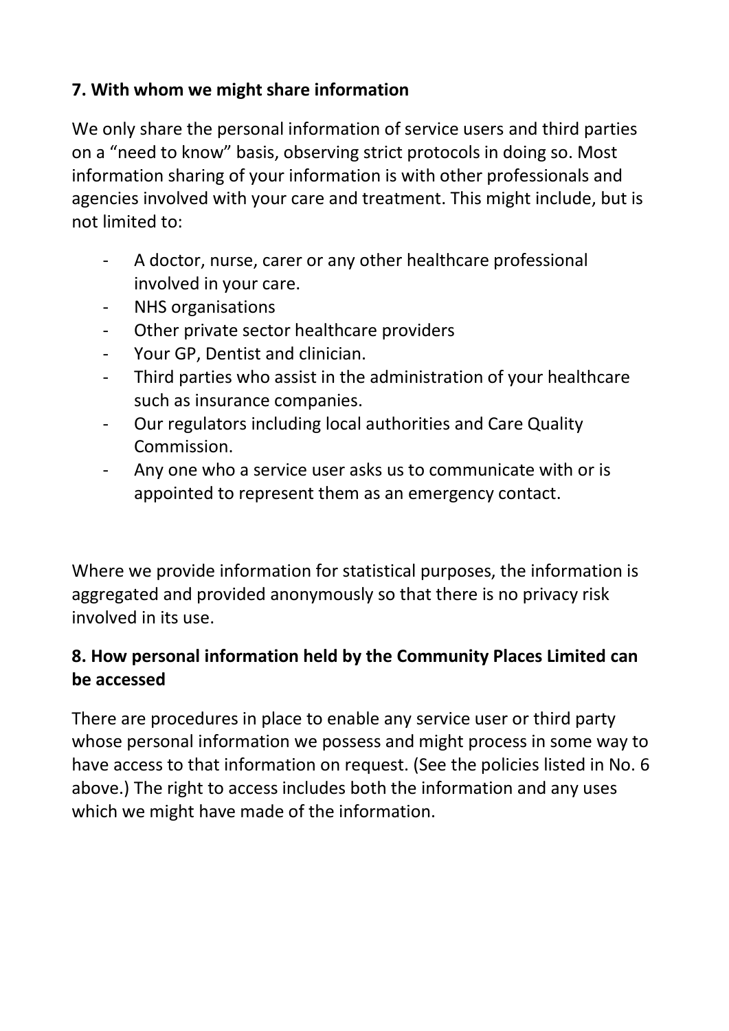**7. With whom we might share information**

We only share the personal information of service users and third parties on a "need to know" basis, observing strict protocols in doing so. Most information sharing of your information is with other professionals and agencies involved with your care and treatment. This might include, but is not limited to:

- A doctor, nurse, carer or any other healthcare professional involved in your care.
- NHS organisations
- Other private sector healthcare providers
- Your GP, Dentist and clinician.
- Third parties who assist in the administration of your healthcare such as insurance companies.
- Our regulators including local authorities and Care Quality Commission.
- Any one who a service user asks us to communicate with or is appointed to represent them as an emergency contact.

Where we provide information for statistical purposes, the information is aggregated and provided anonymously so that there is no privacy risk involved in its use.

**8. How personal information held by the Community Places Limited can be accessed**

There are procedures in place to enable any service user or third party whose personal information we possess and might process in some way to have access to that information on request. (See the policies listed in No. 6 above.) The right to access includes both the information and any uses which we might have made of the information.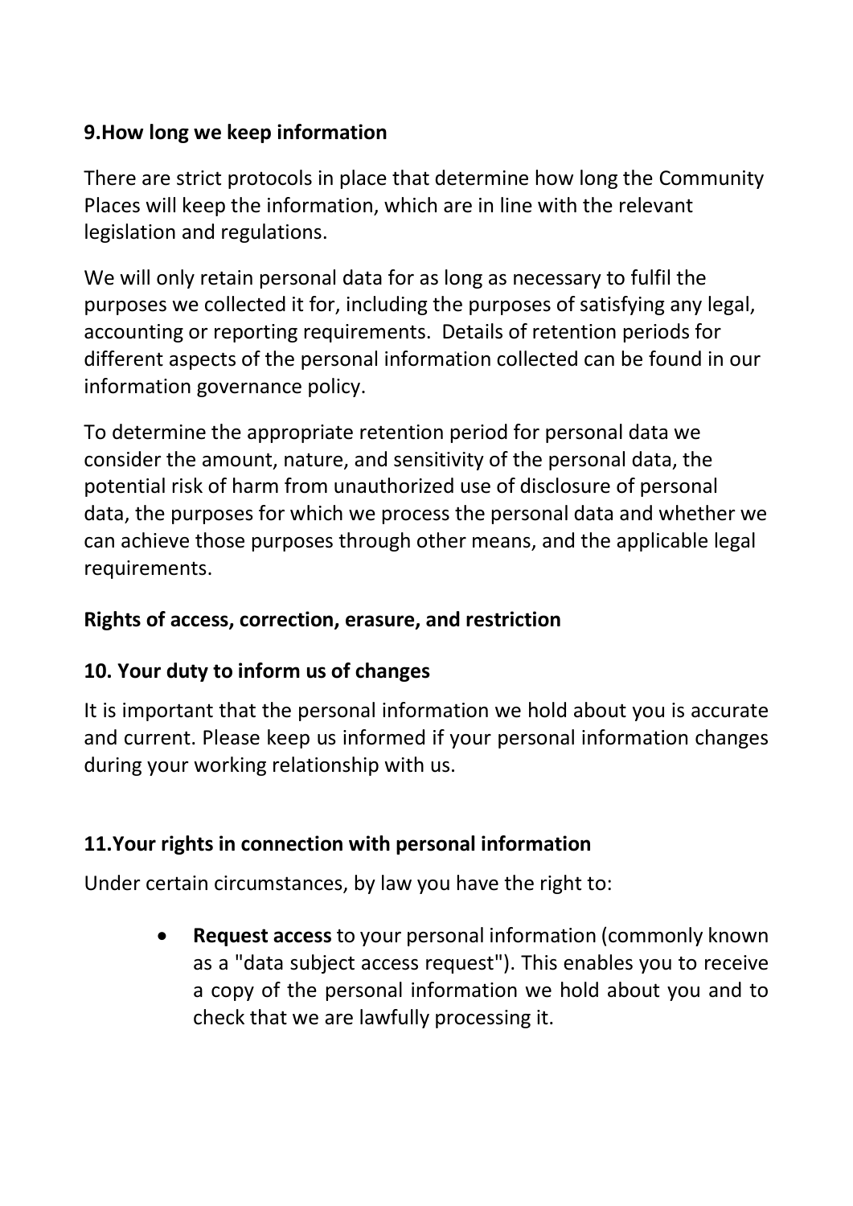## 9.How long we keep information

There are strict protocols in place that determine how long the Community Places will keep the information, which are in line with the relevant legislation and regulations.

We will only retain personal data for as long as necessary to fulfil the purposes we collected it for, including the purposes of satisfying any legal, accounting or reporting requirements. Details of retention periods for different aspects of the personal information collected can be found in our information governance policy.

To determine the appropriate retention period for personal data we consider the amount, nature, and sensitivity of the personal data, the potential risk of harm from unauthorized use of disclosure of personal data, the purposes for which we process the personal data and whether we can achieve those purposes through other means, and the applicable legal requirements.

## Rights of access, correction, erasure, and restriction

## 10. Your duty to inform us of changes

It is important that the personal information we hold about you is accurate and current. Please keep us informed if your personal information changes during your working relationship with us.

## 11.Your rights in connection with personal information

Under certain circumstances, by law you have the right to:

- **Request access** to your personal information (commonly known as a "data subject access request"). This enables you to receive a copy of the personal information we hold about you and to check that we are lawfully processing it.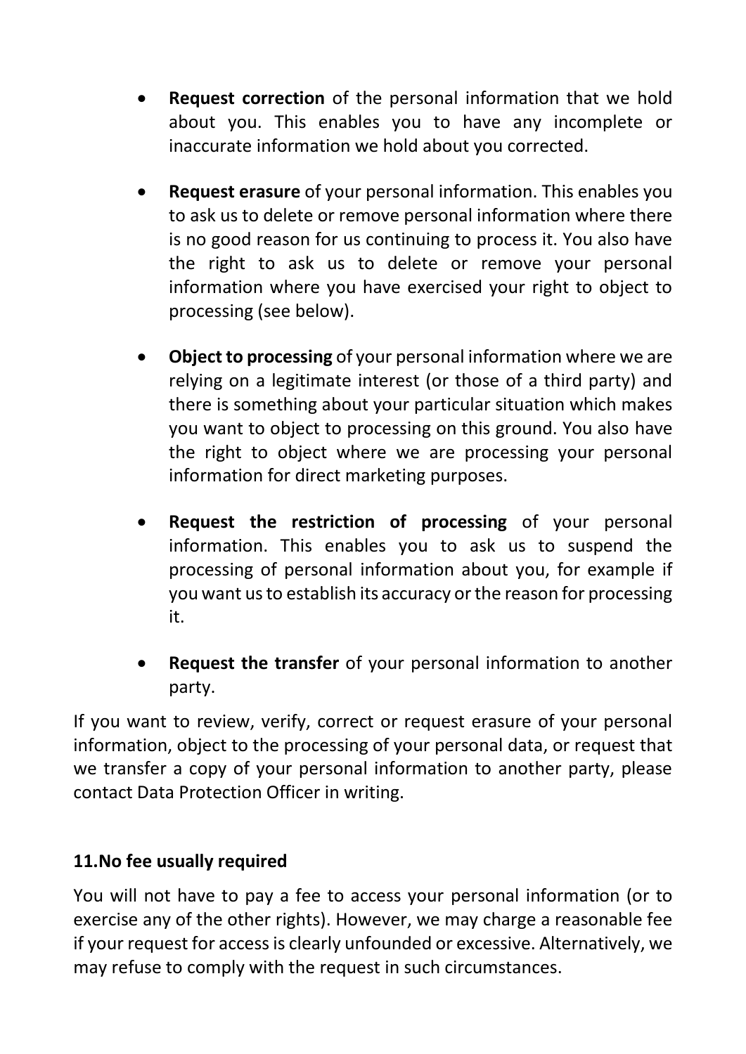- **Request correction** of the personal information that we hold about you. This enables you to have any incomplete or inaccurate information we hold about you corrected.

- **Request erasure** of your personal information. This enables you to ask us to delete or remove personal information where there is no good reason for us continuing to process it. You also have the right to ask us to delete or remove your personal information where you have exercised your right to object to processing (see below).

- **Object to processing** of your personal information where we are relying on a legitimate interest (or those of a third party) and there is something about your particular situation which makes you want to object to processing on this ground. You also have the right to object where we are processing your personal information for direct marketing purposes.

- **Request the restriction of processing** of your personal information. This enables you to ask us to suspend the processing of personal information about you, for example if you want us to establish its accuracy or the reason for processing it.

- **Request the transfer** of your personal information to another party.

If you want to review, verify, correct or request erasure of your personal information, object to the processing of your personal data, or request that we transfer a copy of your personal information to another party, please contact Data Protection Officer in writing.

## 11.No fee usually required

You will not have to pay a fee to access your personal information (or to exercise any of the other rights). However, we may charge a reasonable fee if your request for access is clearly unfounded or excessive. Alternatively, we may refuse to comply with the request in such circumstances.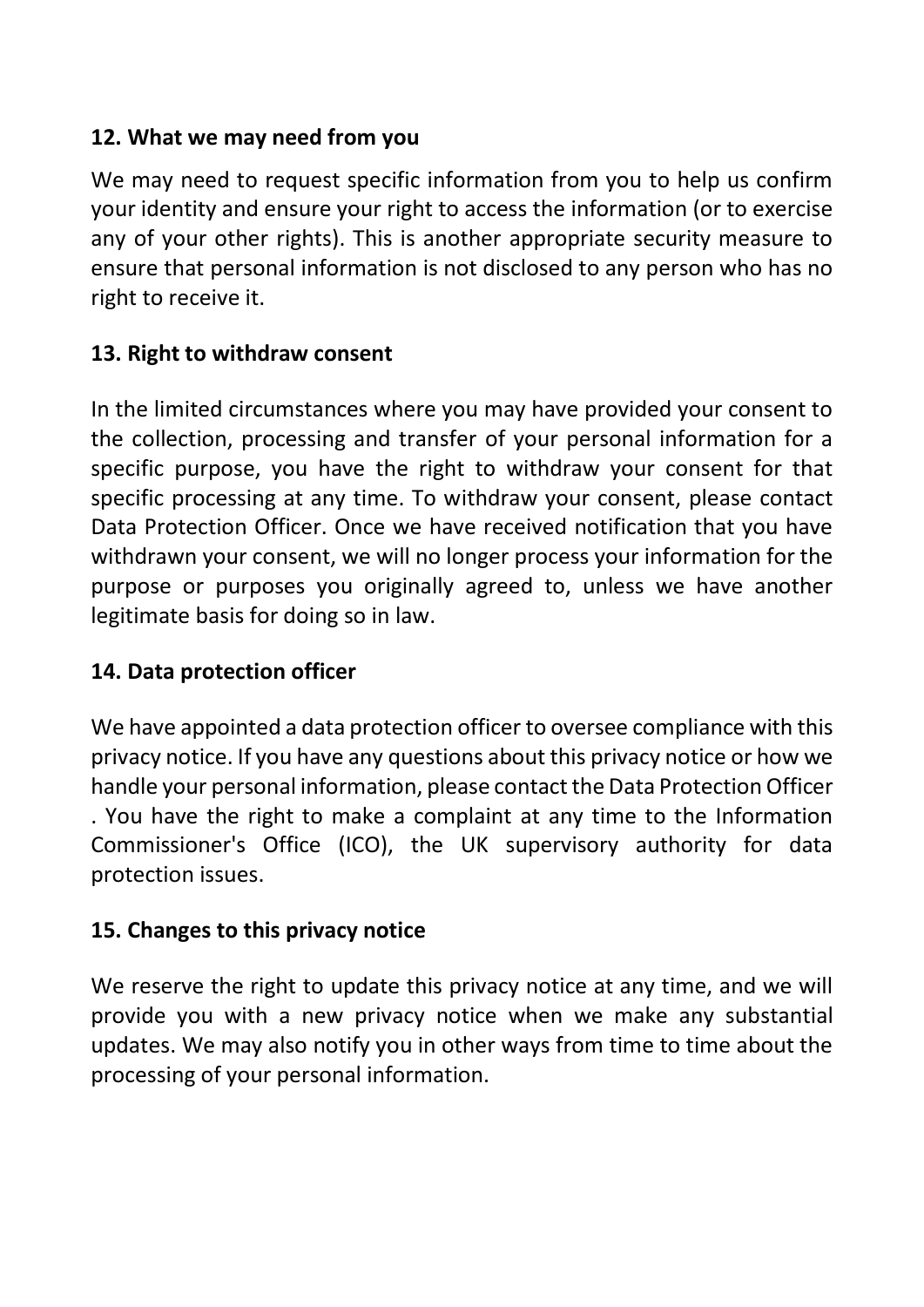## 12. What we may need from you

We may need to request specific information from you to help us confirm your identity and ensure your right to access the information (or to exercise any of your other rights). This is another appropriate security measure to ensure that personal information is not disclosed to any person who has no right to receive it.

## 13. Right to withdraw consent

In the limited circumstances where you may have provided your consent to the collection, processing and transfer of your personal information for a specific purpose, you have the right to withdraw your consent for that specific processing at any time. To withdraw your consent, please contact Data Protection Officer. Once we have received notification that you have withdrawn your consent, we will no longer process your information for the purpose or purposes you originally agreed to, unless we have another legitimate basis for doing so in law.

## 14. Data protection officer

We have appointed a data protection officer to oversee compliance with this privacy notice. If you have any questions about this privacy notice or how we handle your personal information, please contact the Data Protection Officer . You have the right to make a complaint at any time to the Information Commissioner's Office (ICO), the UK supervisory authority for data protection issues.

## 15. Changes to this privacy notice

We reserve the right to update this privacy notice at any time, and we will provide you with a new privacy notice when we make any substantial updates. We may also notify you in other ways from time to time about the processing of your personal information.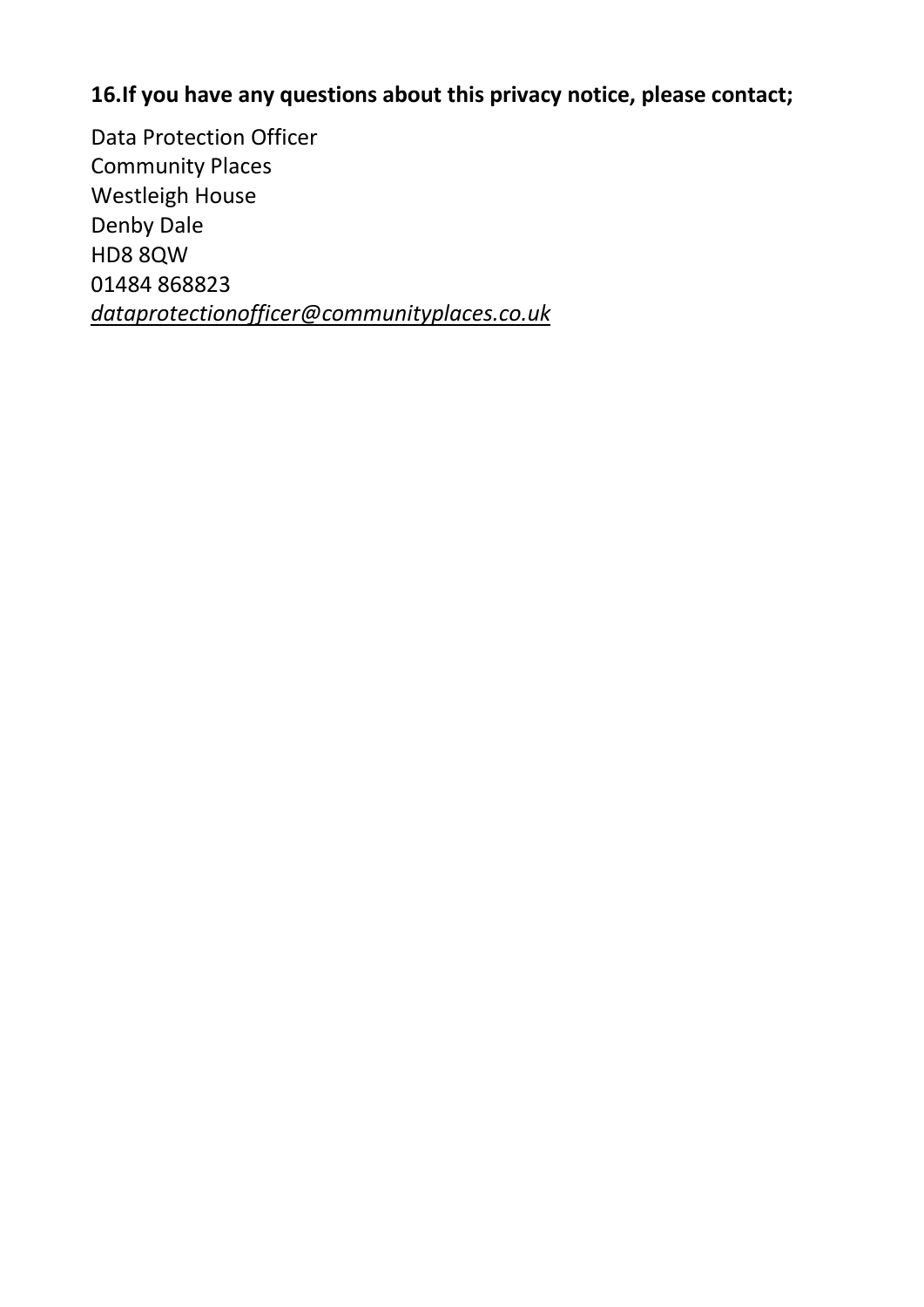## 16.If you have any questions about this privacy notice, please contact;

Data Protection Officer
Community Places
Westleigh House
Denby Dale
HD8 8QW
01484 868823
*dataprotectionofficer@communityplaces.co.uk*